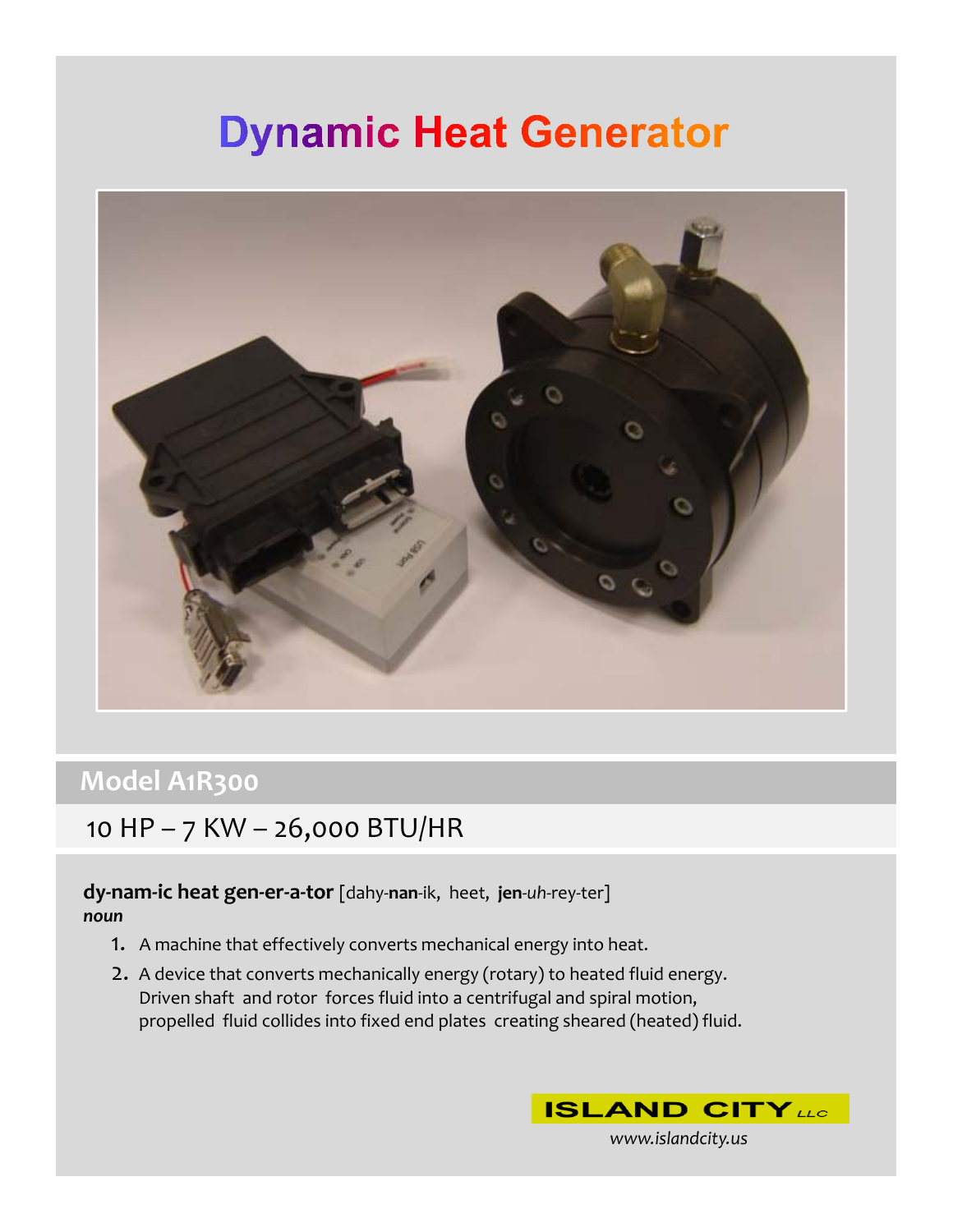# Dynamic Heat Generator

## Model A1R300

10 HP – 7 KW – 26,000 BTU/HR

**dy-nam-ic heat gen-er-a-tor** [dahy-**nan**-ik, heet, **jen**-*uh*-rey-ter]
***noun***

1. A machine that effectively converts mechanical energy into heat.
2. A device that converts mechanically energy (rotary) to heated fluid energy. Driven shaft and rotor forces fluid into a centrifugal and spiral motion, propelled fluid collides into fixed end plates creating sheared (heated) fluid.

**ISLAND CITY** *LLC*

*www.islandcity.us*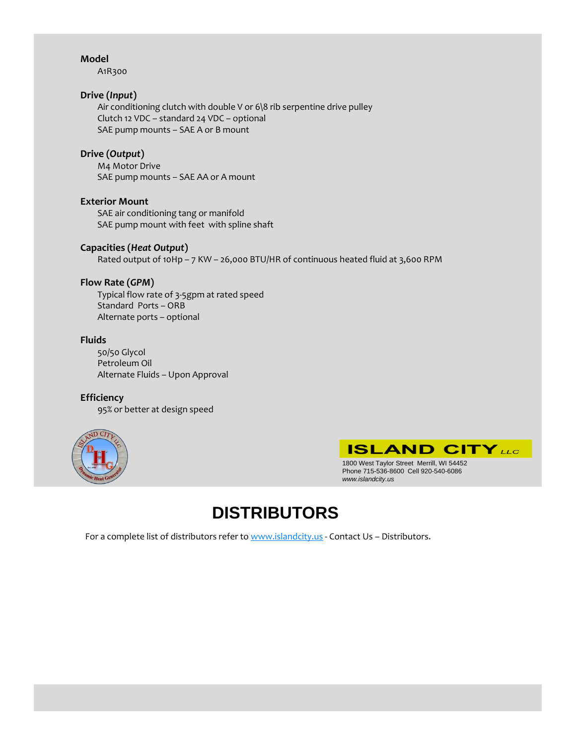**Model**

A1R300

**Drive (*Input*)**

Air conditioning clutch with double V or 6\8 rib serpentine drive pulley
Clutch 12 VDC – standard 24 VDC – optional
SAE pump mounts – SAE A or B mount

**Drive (*Output*)**

M4 Motor Drive
SAE pump mounts – SAE AA or A mount

**Exterior Mount**

SAE air conditioning tang or manifold
SAE pump mount with feet with spline shaft

**Capacities (*Heat Output*)**

Rated output of 10Hp – 7 KW – 26,000 BTU/HR of continuous heated fluid at 3,600 RPM

**Flow Rate (*GPM*)**

Typical flow rate of 3-5gpm at rated speed
Standard Ports – ORB
Alternate ports – optional

**Fluids**

50/50 Glycol
Petroleum Oil
Alternate Fluids – Upon Approval

**Efficiency**

95% or better at design speed

ISLAND CITY LLC
1800 West Taylor Street Merrill, WI 54452
Phone 715-536-8600 Cell 920-540-6086
*www.islandcity.us*

# DISTRIBUTORS

For a complete list of distributors refer to [www.islandcity.us](http://www.islandcity.us) - Contact Us – Distributors.